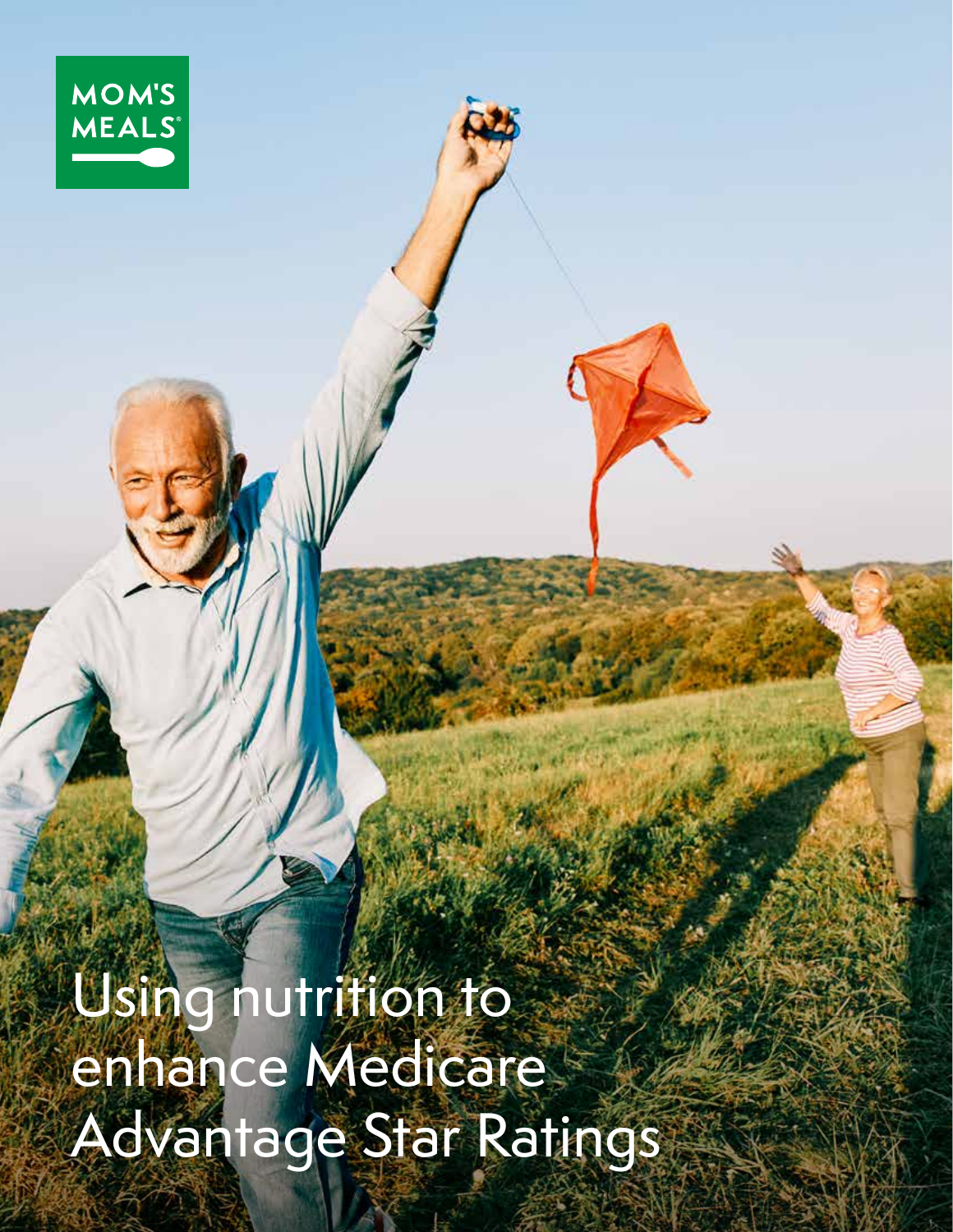MOM'S MEALS®

# Using nutrition to enhance Medicare Advantage Star Ratings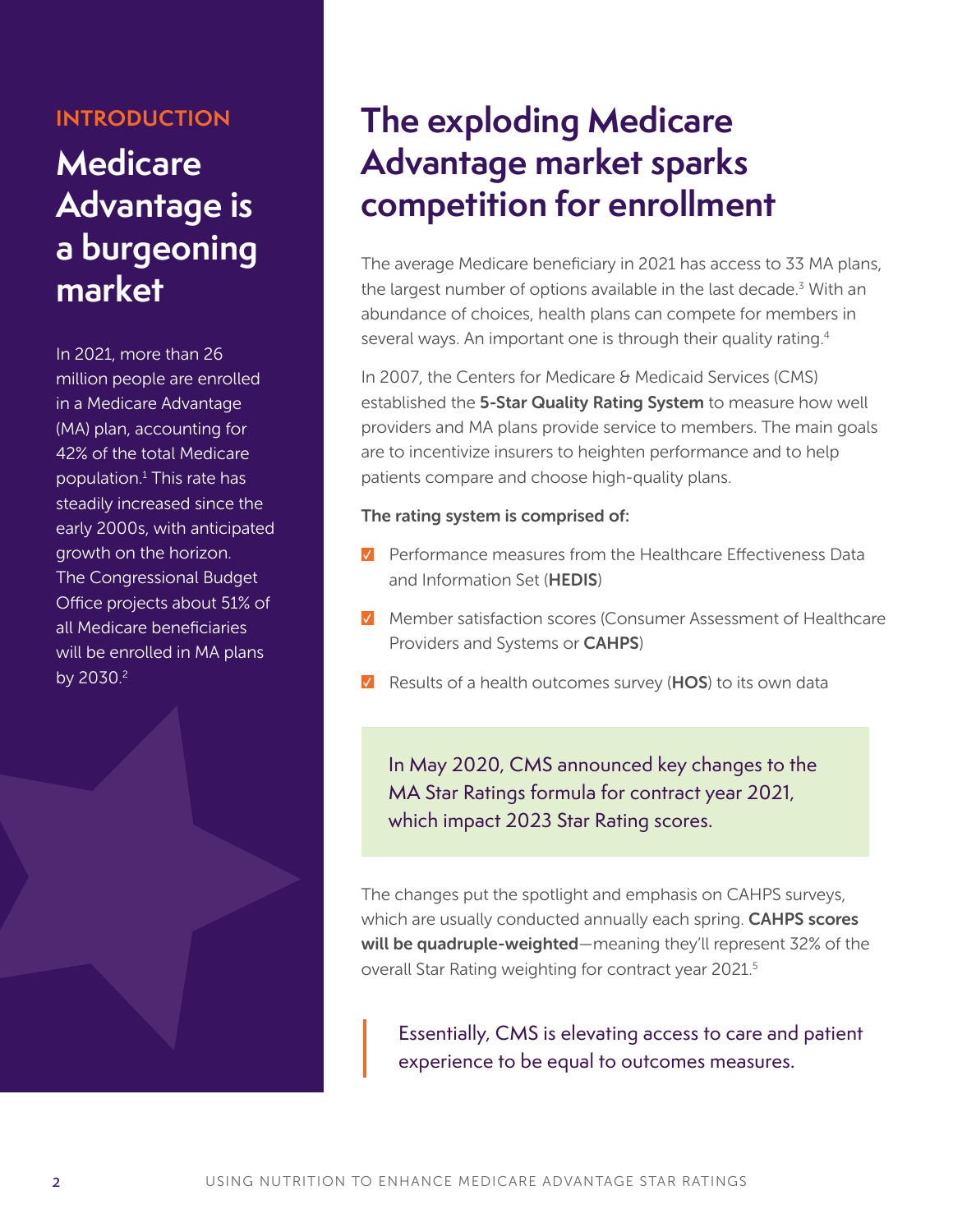INTRODUCTION

# Medicare Advantage is a burgeoning market

In 2021, more than 26 million people are enrolled in a Medicare Advantage (MA) plan, accounting for 42% of the total Medicare population.[1] This rate has steadily increased since the early 2000s, with anticipated growth on the horizon. The Congressional Budget Office projects about 51% of all Medicare beneficiaries will be enrolled in MA plans by 2030.[2]

# The exploding Medicare Advantage market sparks competition for enrollment

The average Medicare beneficiary in 2021 has access to 33 MA plans, the largest number of options available in the last decade.[3] With an abundance of choices, health plans can compete for members in several ways. An important one is through their quality rating.[4]

In 2007, the Centers for Medicare & Medicaid Services (CMS) established the **5-Star Quality Rating System** to measure how well providers and MA plans provide service to members. The main goals are to incentivize insurers to heighten performance and to help patients compare and choose high-quality plans.

**The rating system is comprised of:**

- Performance measures from the Healthcare Effectiveness Data and Information Set (**HEDIS**)
- Member satisfaction scores (Consumer Assessment of Healthcare Providers and Systems or **CAHPS**)
- Results of a health outcomes survey (**HOS**) to its own data

> In May 2020, CMS announced key changes to the MA Star Ratings formula for contract year 2021, which impact 2023 Star Rating scores.

The changes put the spotlight and emphasis on CAHPS surveys, which are usually conducted annually each spring. **CAHPS scores will be quadruple-weighted**—meaning they'll represent 32% of the overall Star Rating weighting for contract year 2021.[5]

> Essentially, CMS is elevating access to care and patient experience to be equal to outcomes measures.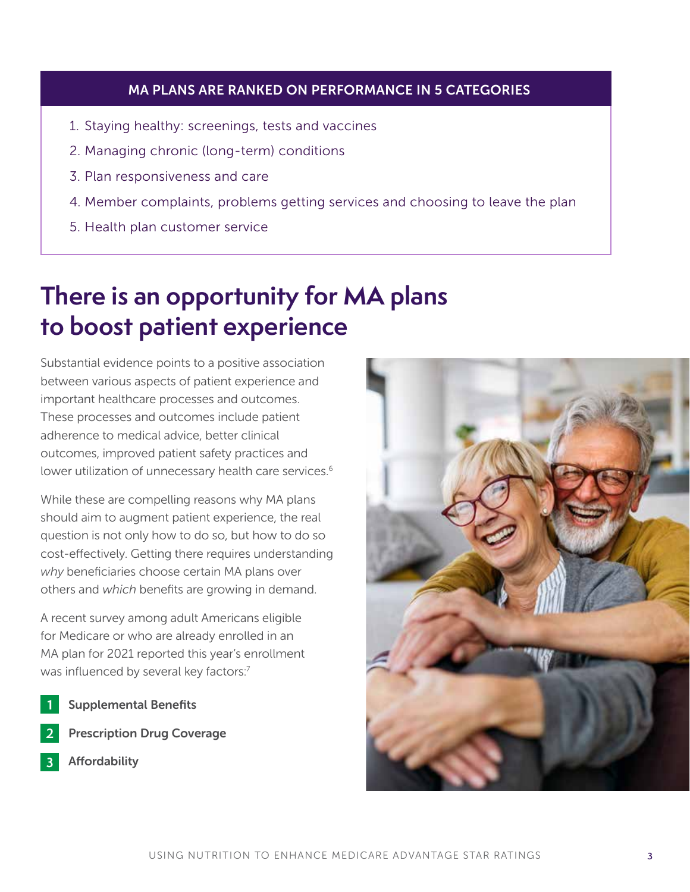**MA PLANS ARE RANKED ON PERFORMANCE IN 5 CATEGORIES**

1. Staying healthy: screenings, tests and vaccines
2. Managing chronic (long-term) conditions
3. Plan responsiveness and care
4. Member complaints, problems getting services and choosing to leave the plan
5. Health plan customer service

# There is an opportunity for MA plans to boost patient experience

Substantial evidence points to a positive association between various aspects of patient experience and important healthcare processes and outcomes. These processes and outcomes include patient adherence to medical advice, better clinical outcomes, improved patient safety practices and lower utilization of unnecessary health care services.[6]

While these are compelling reasons why MA plans should aim to augment patient experience, the real question is not only how to do so, but how to do so cost-effectively. Getting there requires understanding *why* beneficiaries choose certain MA plans over others and *which* benefits are growing in demand.

A recent survey among adult Americans eligible for Medicare or who are already enrolled in an MA plan for 2021 reported this year's enrollment was influenced by several key factors:[7]

1. **Supplemental Benefits**
2. **Prescription Drug Coverage**
3. **Affordability**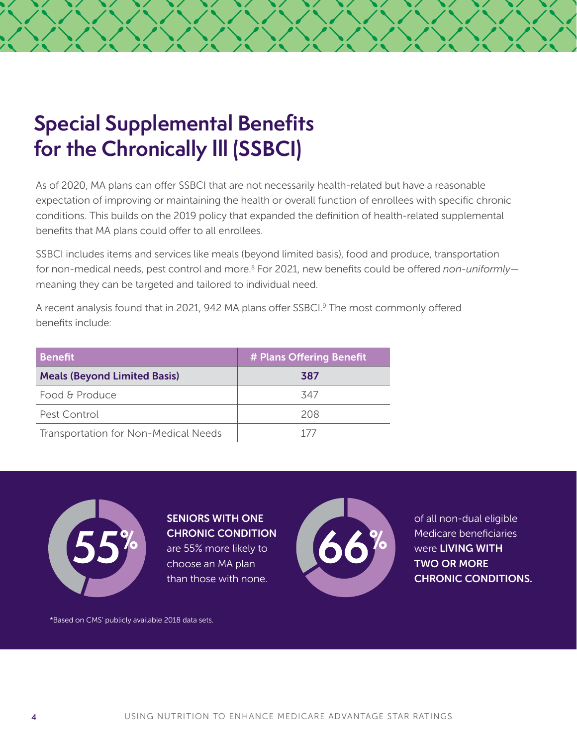# Special Supplemental Benefits for the Chronically Ill (SSBCI)

As of 2020, MA plans can offer SSBCI that are not necessarily health-related but have a reasonable expectation of improving or maintaining the health or overall function of enrollees with specific chronic conditions. This builds on the 2019 policy that expanded the definition of health-related supplemental benefits that MA plans could offer to all enrollees.

SSBCI includes items and services like meals (beyond limited basis), food and produce, transportation for non-medical needs, pest control and more.[8] For 2021, new benefits could be offered *non-uniformly*—meaning they can be targeted and tailored to individual need.

A recent analysis found that in 2021, 942 MA plans offer SSBCI.[9] The most commonly offered benefits include:

| Benefit | # Plans Offering Benefit |
|---|---|
| **Meals (Beyond Limited Basis)** | **387** |
| Food & Produce | 347 |
| Pest Control | 208 |
| Transportation for Non-Medical Needs | 177 |

**55%** — **SENIORS WITH ONE CHRONIC CONDITION** are 55% more likely to choose an MA plan than those with none.

**66%** — of all non-dual eligible Medicare beneficiaries were **LIVING WITH TWO OR MORE CHRONIC CONDITIONS.**

*Based on CMS' publicly available 2018 data sets.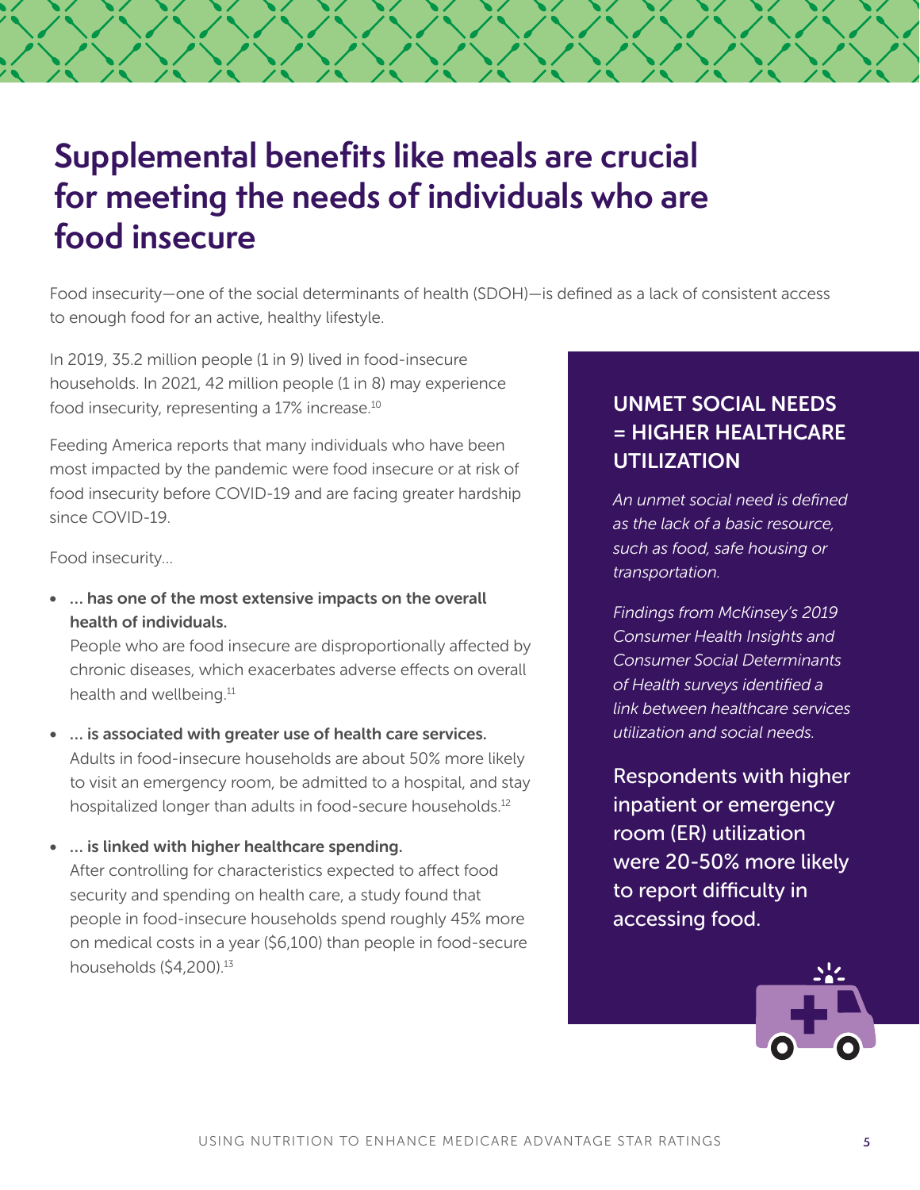# Supplemental benefits like meals are crucial for meeting the needs of individuals who are food insecure

Food insecurity—one of the social determinants of health (SDOH)—is defined as a lack of consistent access to enough food for an active, healthy lifestyle.

In 2019, 35.2 million people (1 in 9) lived in food-insecure households. In 2021, 42 million people (1 in 8) may experience food insecurity, representing a 17% increase.[10]

Feeding America reports that many individuals who have been most impacted by the pandemic were food insecure or at risk of food insecurity before COVID-19 and are facing greater hardship since COVID-19.

Food insecurity...

- **... has one of the most extensive impacts on the overall health of individuals.**
  People who are food insecure are disproportionally affected by chronic diseases, which exacerbates adverse effects on overall health and wellbeing.[11]
- **... is associated with greater use of health care services.**
  Adults in food-insecure households are about 50% more likely to visit an emergency room, be admitted to a hospital, and stay hospitalized longer than adults in food-secure households.[12]
- **... is linked with higher healthcare spending.**
  After controlling for characteristics expected to affect food security and spending on health care, a study found that people in food-insecure households spend roughly 45% more on medical costs in a year ($6,100) than people in food-secure households ($4,200).[13]

## UNMET SOCIAL NEEDS = HIGHER HEALTHCARE UTILIZATION

*An unmet social need is defined as the lack of a basic resource, such as food, safe housing or transportation.*

*Findings from McKinsey's 2019 Consumer Health Insights and Consumer Social Determinants of Health surveys identified a link between healthcare services utilization and social needs.*

Respondents with higher inpatient or emergency room (ER) utilization were 20-50% more likely to report difficulty in accessing food.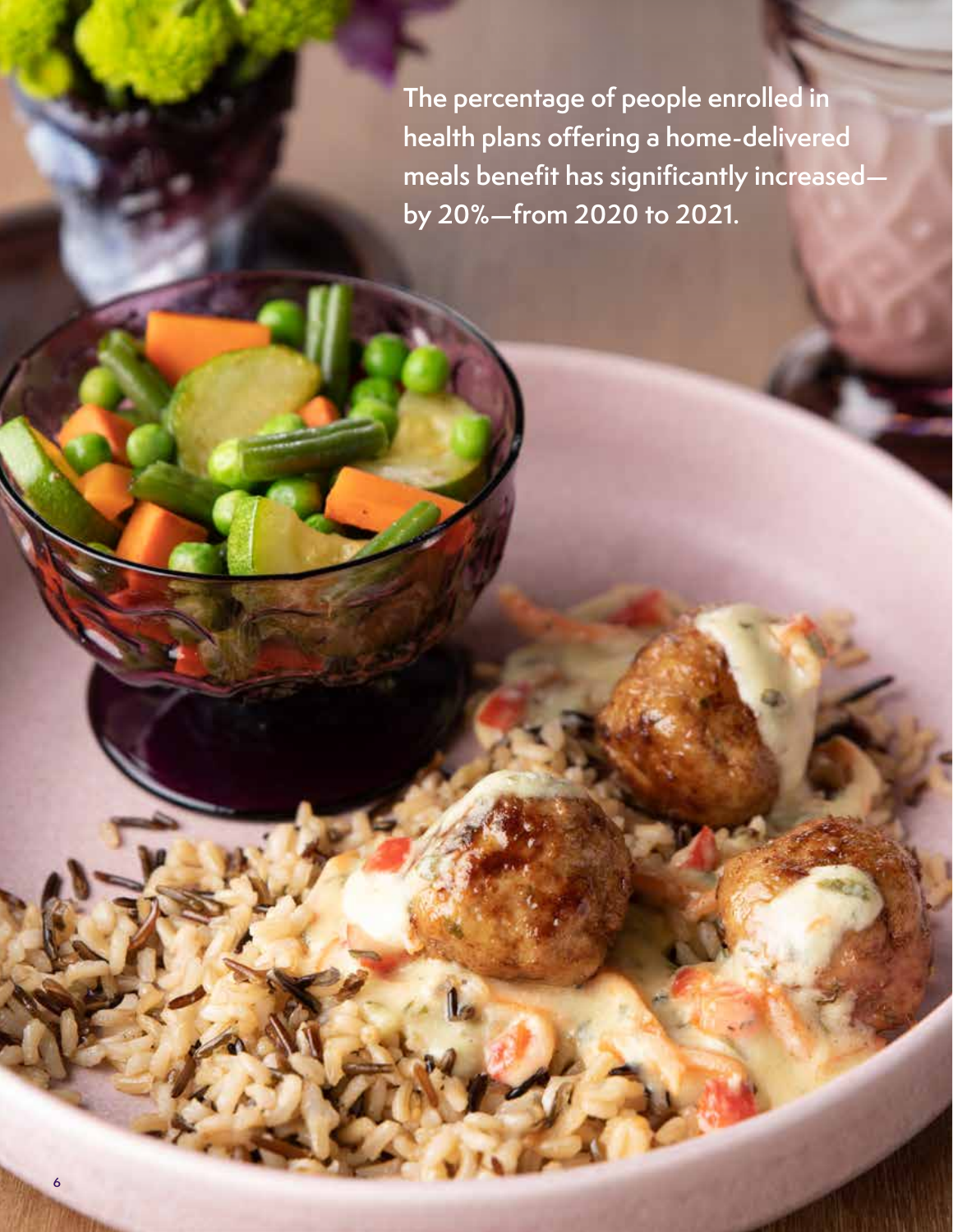The percentage of people enrolled in health plans offering a home-delivered meals benefit has significantly increased—by 20%—from 2020 to 2021.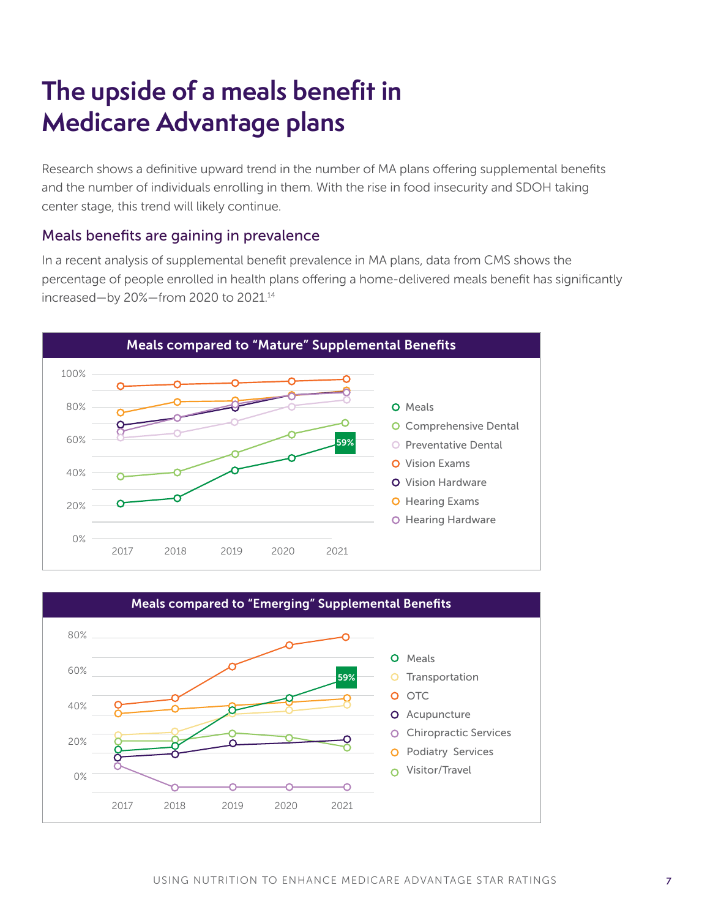# The upside of a meals benefit in Medicare Advantage plans

Research shows a definitive upward trend in the number of MA plans offering supplemental benefits and the number of individuals enrolling in them. With the rise in food insecurity and SDOH taking center stage, this trend will likely continue.

## Meals benefits are gaining in prevalence

In a recent analysis of supplemental benefit prevalence in MA plans, data from CMS shows the percentage of people enrolled in health plans offering a home-delivered meals benefit has significantly increased—by 20%—from 2020 to 2021.[14]

**Meals compared to "Mature" Supplemental Benefits**

100%
80%
60%
40%
20%
0%

2017 2018 2019 2020 2021

59%

- Meals
- Comprehensive Dental
- Preventative Dental
- Vision Exams
- Vision Hardware
- Hearing Exams
- Hearing Hardware

**Meals compared to "Emerging" Supplemental Benefits**

80%
60%
40%
20%
0%

2017 2018 2019 2020 2021

59%

- Meals
- Transportation
- OTC
- Acupuncture
- Chiropractic Services
- Podiatry Services
- Visitor/Travel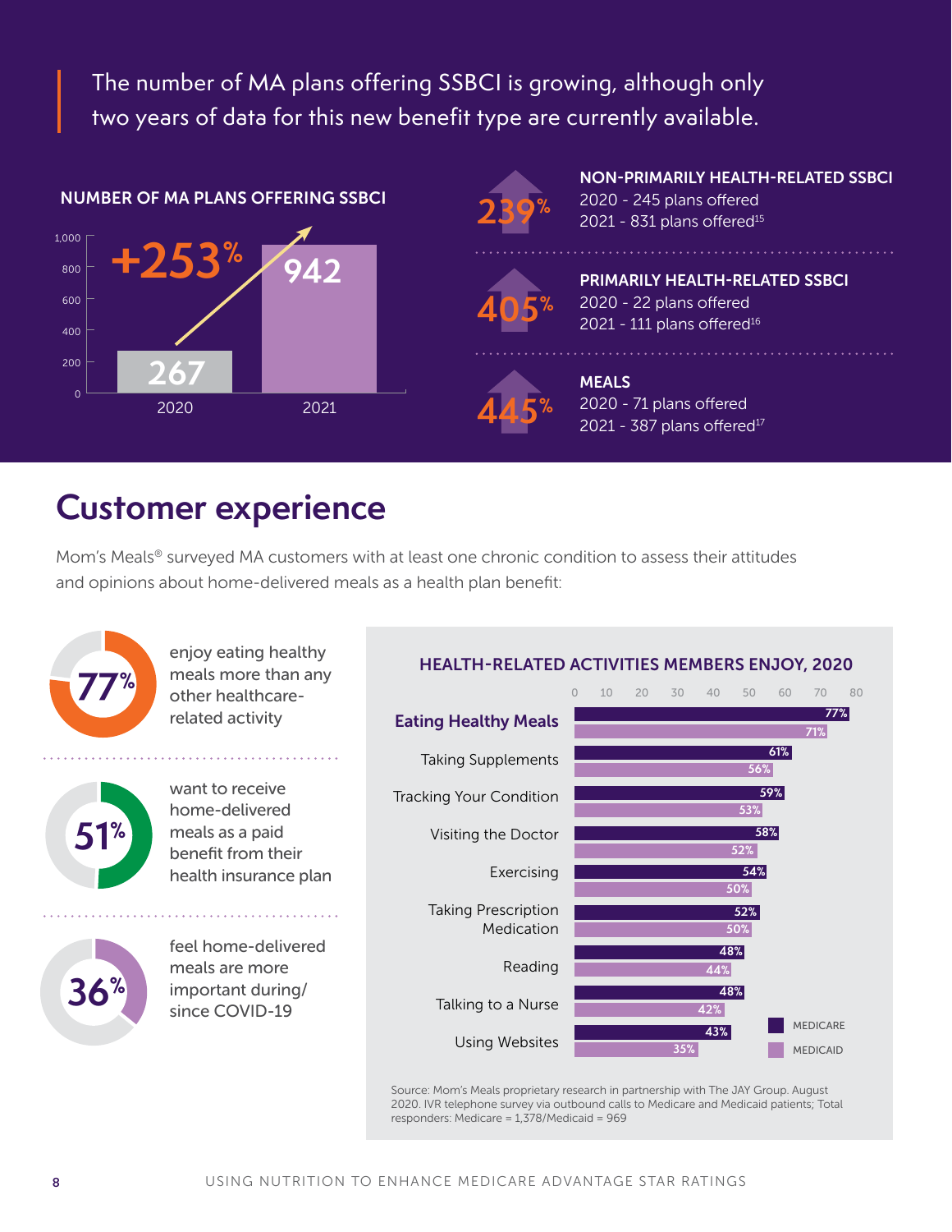The number of MA plans offering SSBCI is growing, although only two years of data for this new benefit type are currently available.

**NUMBER OF MA PLANS OFFERING SSBCI**

| Year | Plans |
| --- | --- |
| 2020 | 267 |
| 2021 | 942 |

+253%

**239%** — **NON-PRIMARILY HEALTH-RELATED SSBCI**
2020 - 245 plans offered
2021 - 831 plans offered[15]

**405%** — **PRIMARILY HEALTH-RELATED SSBCI**
2020 - 22 plans offered
2021 - 111 plans offered[16]

**445%** — **MEALS**
2020 - 71 plans offered
2021 - 387 plans offered[17]

## Customer experience

Mom's Meals® surveyed MA customers with at least one chronic condition to assess their attitudes and opinions about home-delivered meals as a health plan benefit:

**77%** enjoy eating healthy meals more than any other healthcare-related activity

**51%** want to receive home-delivered meals as a paid benefit from their health insurance plan

**36%** feel home-delivered meals are more important during/since COVID-19

**HEALTH-RELATED ACTIVITIES MEMBERS ENJOY, 2020**

| Activity | Medicare | Medicaid |
| --- | --- | --- |
| **Eating Healthy Meals** | 77% | 71% |
| Taking Supplements | 61% | 56% |
| Tracking Your Condition | 59% | 53% |
| Visiting the Doctor | 58% | 52% |
| Exercising | 54% | 50% |
| Taking Prescription Medication | 52% | 50% |
| Reading | 48% | 44% |
| Talking to a Nurse | 48% | 42% |
| Using Websites | 43% | 35% |

Source: Mom's Meals proprietary research in partnership with The JAY Group. August 2020. IVR telephone survey via outbound calls to Medicare and Medicaid patients; Total responders: Medicare = 1,378/Medicaid = 969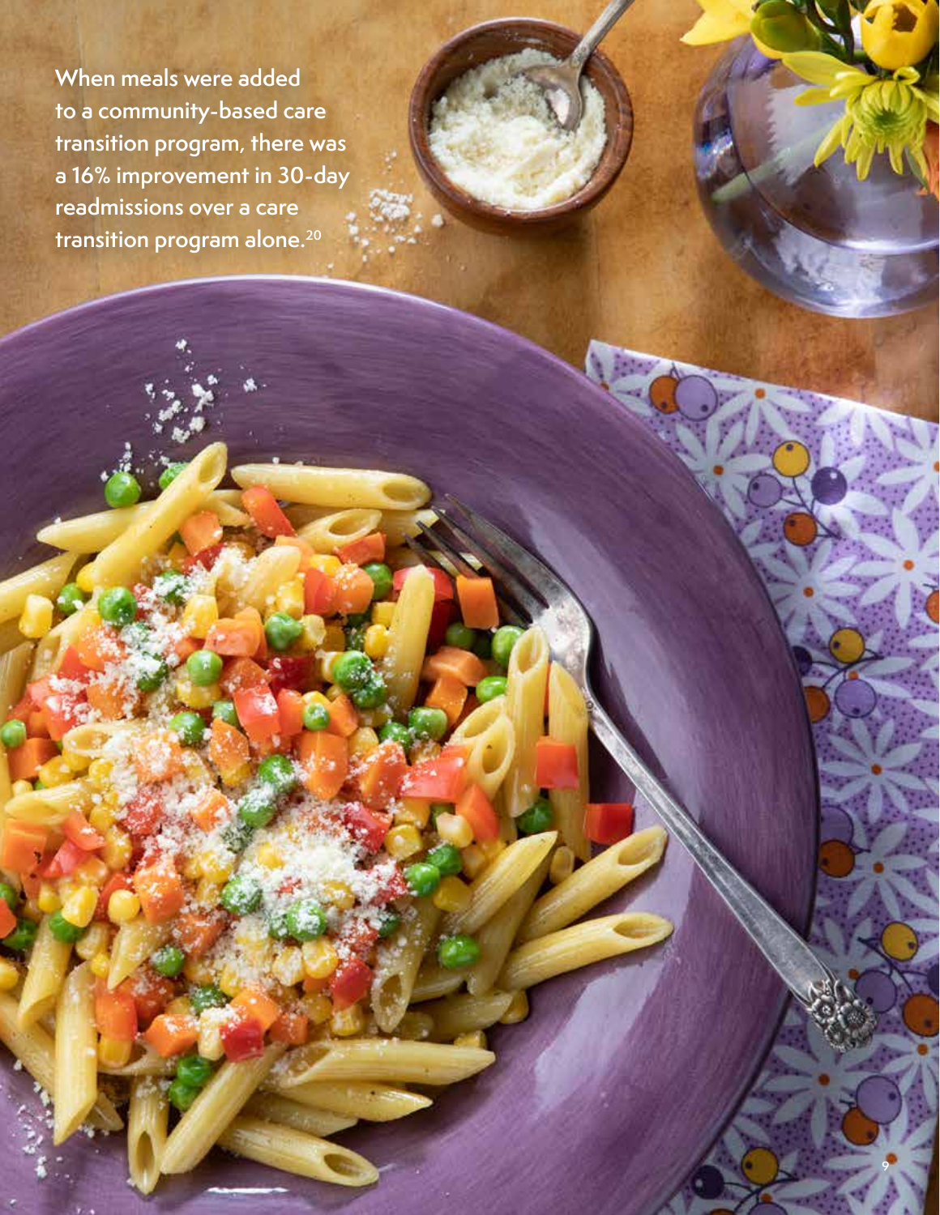When meals were added to a community-based care transition program, there was a 16% improvement in 30-day readmissions over a care transition program alone.[20]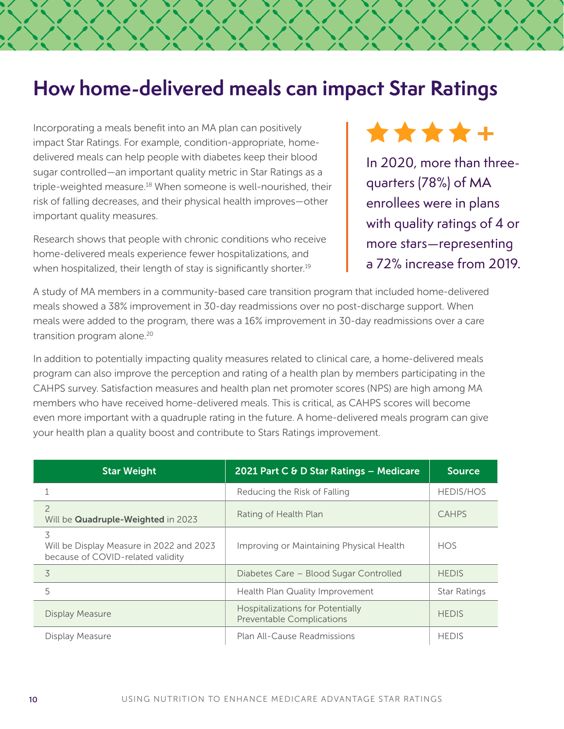# How home-delivered meals can impact Star Ratings

Incorporating a meals benefit into an MA plan can positively impact Star Ratings. For example, condition-appropriate, home-delivered meals can help people with diabetes keep their blood sugar controlled—an important quality metric in Star Ratings as a triple-weighted measure.[18] When someone is well-nourished, their risk of falling decreases, and their physical health improves—other important quality measures.

Research shows that people with chronic conditions who receive home-delivered meals experience fewer hospitalizations, and when hospitalized, their length of stay is significantly shorter.[19]

★★★★+

In 2020, more than three-quarters (78%) of MA enrollees were in plans with quality ratings of 4 or more stars—representing a 72% increase from 2019.

A study of MA members in a community-based care transition program that included home-delivered meals showed a 38% improvement in 30-day readmissions over no post-discharge support. When meals were added to the program, there was a 16% improvement in 30-day readmissions over a care transition program alone.[20]

In addition to potentially impacting quality measures related to clinical care, a home-delivered meals program can also improve the perception and rating of a health plan by members participating in the CAHPS survey. Satisfaction measures and health plan net promoter scores (NPS) are high among MA members who have received home-delivered meals. This is critical, as CAHPS scores will become even more important with a quadruple rating in the future. A home-delivered meals program can give your health plan a quality boost and contribute to Stars Ratings improvement.

| Star Weight | 2021 Part C & D Star Ratings – Medicare | Source |
|---|---|---|
| 1 | Reducing the Risk of Falling | HEDIS/HOS |
| 2<br>Will be **Quadruple-Weighted** in 2023 | Rating of Health Plan | CAHPS |
| 3<br>Will be Display Measure in 2022 and 2023 because of COVID-related validity | Improving or Maintaining Physical Health | HOS |
| 3 | Diabetes Care – Blood Sugar Controlled | HEDIS |
| 5 | Health Plan Quality Improvement | Star Ratings |
| Display Measure | Hospitalizations for Potentially Preventable Complications | HEDIS |
| Display Measure | Plan All-Cause Readmissions | HEDIS |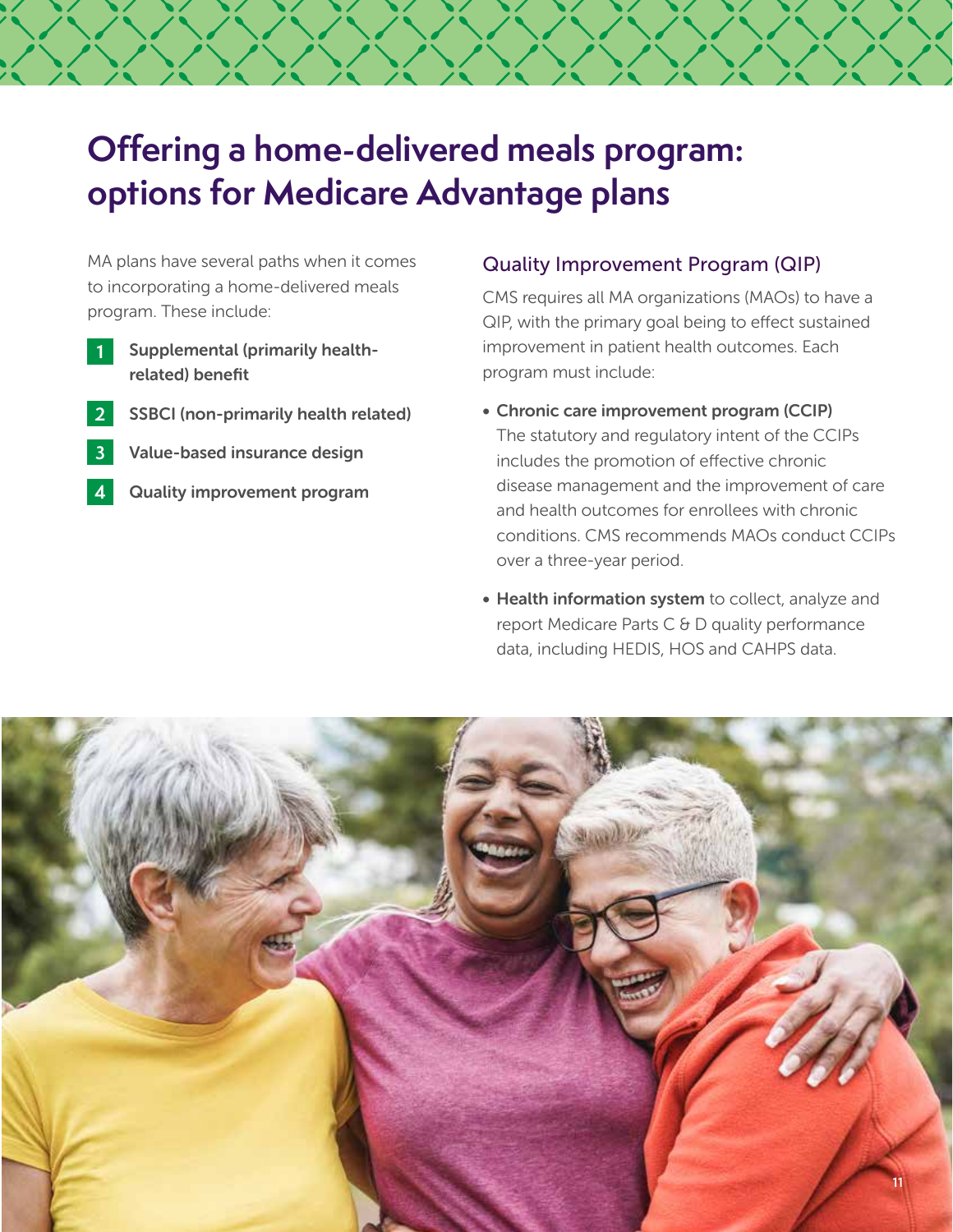# Offering a home-delivered meals program: options for Medicare Advantage plans

MA plans have several paths when it comes to incorporating a home-delivered meals program. These include:

1. **Supplemental (primarily health-related) benefit**
2. **SSBCI (non-primarily health related)**
3. **Value-based insurance design**
4. **Quality improvement program**

## Quality Improvement Program (QIP)

CMS requires all MA organizations (MAOs) to have a QIP, with the primary goal being to effect sustained improvement in patient health outcomes. Each program must include:

- **Chronic care improvement program (CCIP)** The statutory and regulatory intent of the CCIPs includes the promotion of effective chronic disease management and the improvement of care and health outcomes for enrollees with chronic conditions. CMS recommends MAOs conduct CCIPs over a three-year period.
- **Health information system** to collect, analyze and report Medicare Parts C & D quality performance data, including HEDIS, HOS and CAHPS data.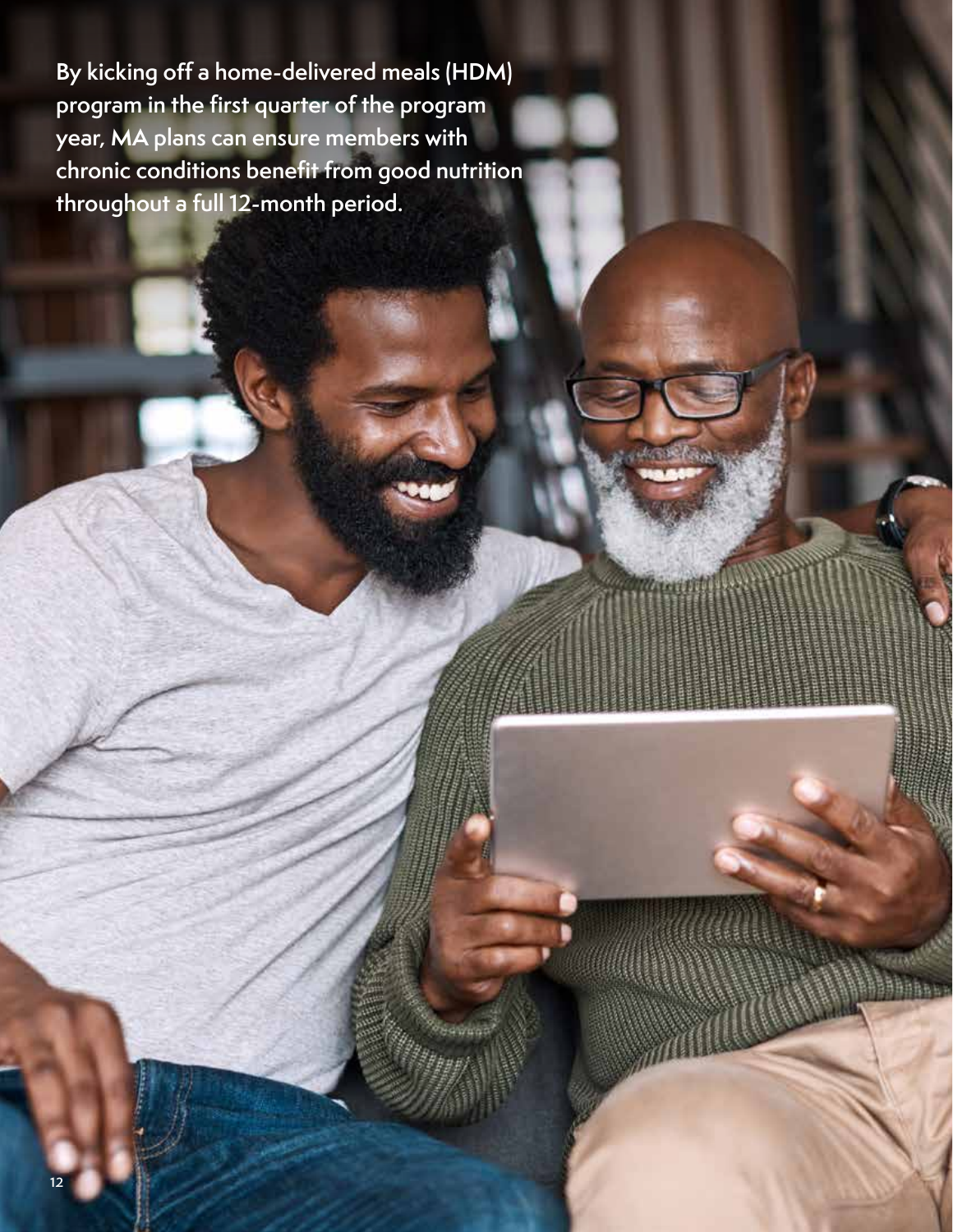By kicking off a home-delivered meals (HDM) program in the first quarter of the program year, MA plans can ensure members with chronic conditions benefit from good nutrition throughout a full 12-month period.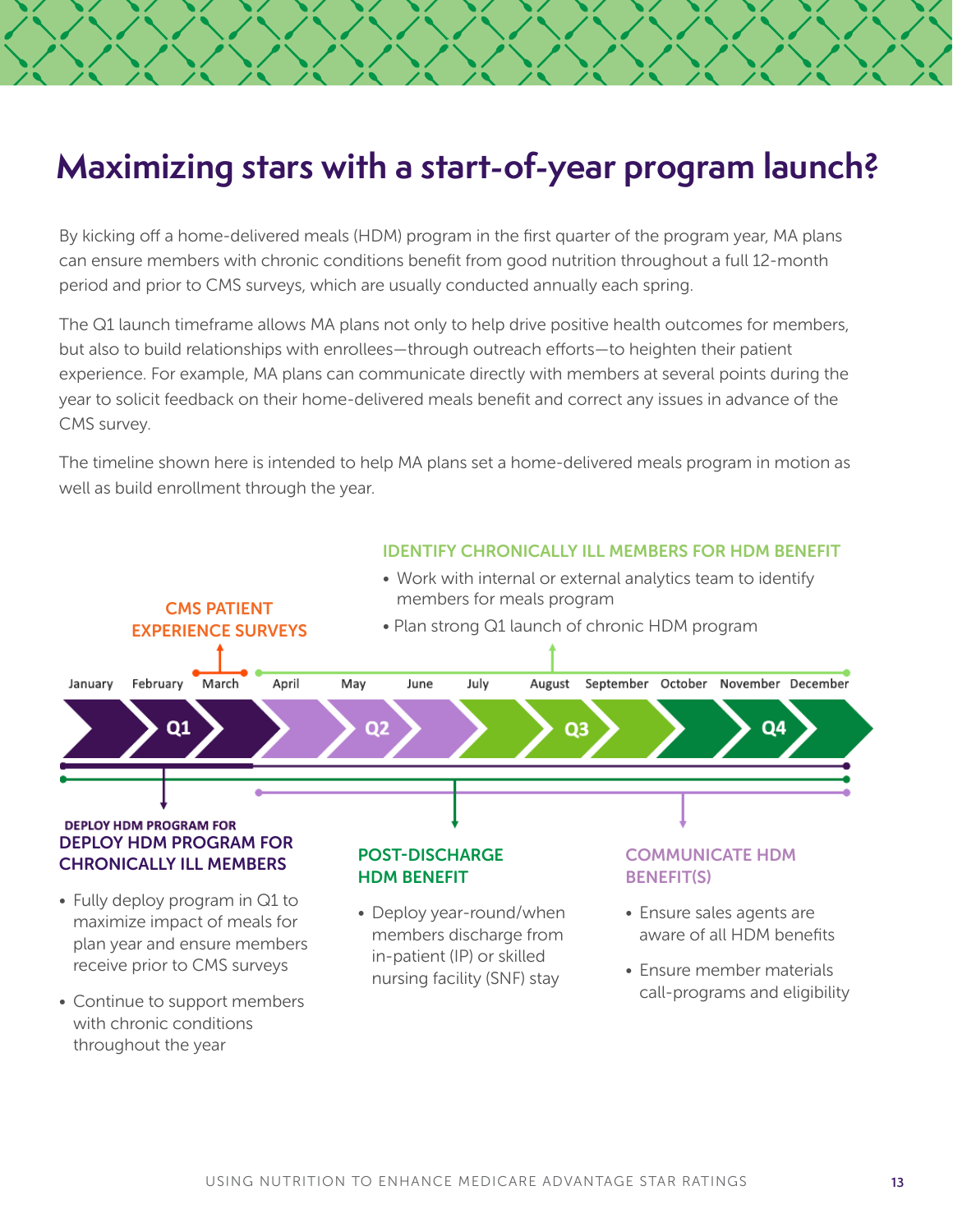# Maximizing stars with a start-of-year program launch?

By kicking off a home-delivered meals (HDM) program in the first quarter of the program year, MA plans can ensure members with chronic conditions benefit from good nutrition throughout a full 12-month period and prior to CMS surveys, which are usually conducted annually each spring.

The Q1 launch timeframe allows MA plans not only to help drive positive health outcomes for members, but also to build relationships with enrollees—through outreach efforts—to heighten their patient experience. For example, MA plans can communicate directly with members at several points during the year to solicit feedback on their home-delivered meals benefit and correct any issues in advance of the CMS survey.

The timeline shown here is intended to help MA plans set a home-delivered meals program in motion as well as build enrollment through the year.

**IDENTIFY CHRONICALLY ILL MEMBERS FOR HDM BENEFIT**

- Work with internal or external analytics team to identify members for meals program
- Plan strong Q1 launch of chronic HDM program

**CMS PATIENT EXPERIENCE SURVEYS**

January | February | March | April | May | June | July | August | September | October | November | December

Q1 | Q2 | Q3 | Q4

DEPLOY HDM PROGRAM FOR

**DEPLOY HDM PROGRAM FOR CHRONICALLY ILL MEMBERS**

- Fully deploy program in Q1 to maximize impact of meals for plan year and ensure members receive prior to CMS surveys
- Continue to support members with chronic conditions throughout the year

**POST-DISCHARGE HDM BENEFIT**

- Deploy year-round/when members discharge from in-patient (IP) or skilled nursing facility (SNF) stay

**COMMUNICATE HDM BENEFIT(S)**

- Ensure sales agents are aware of all HDM benefits
- Ensure member materials call-programs and eligibility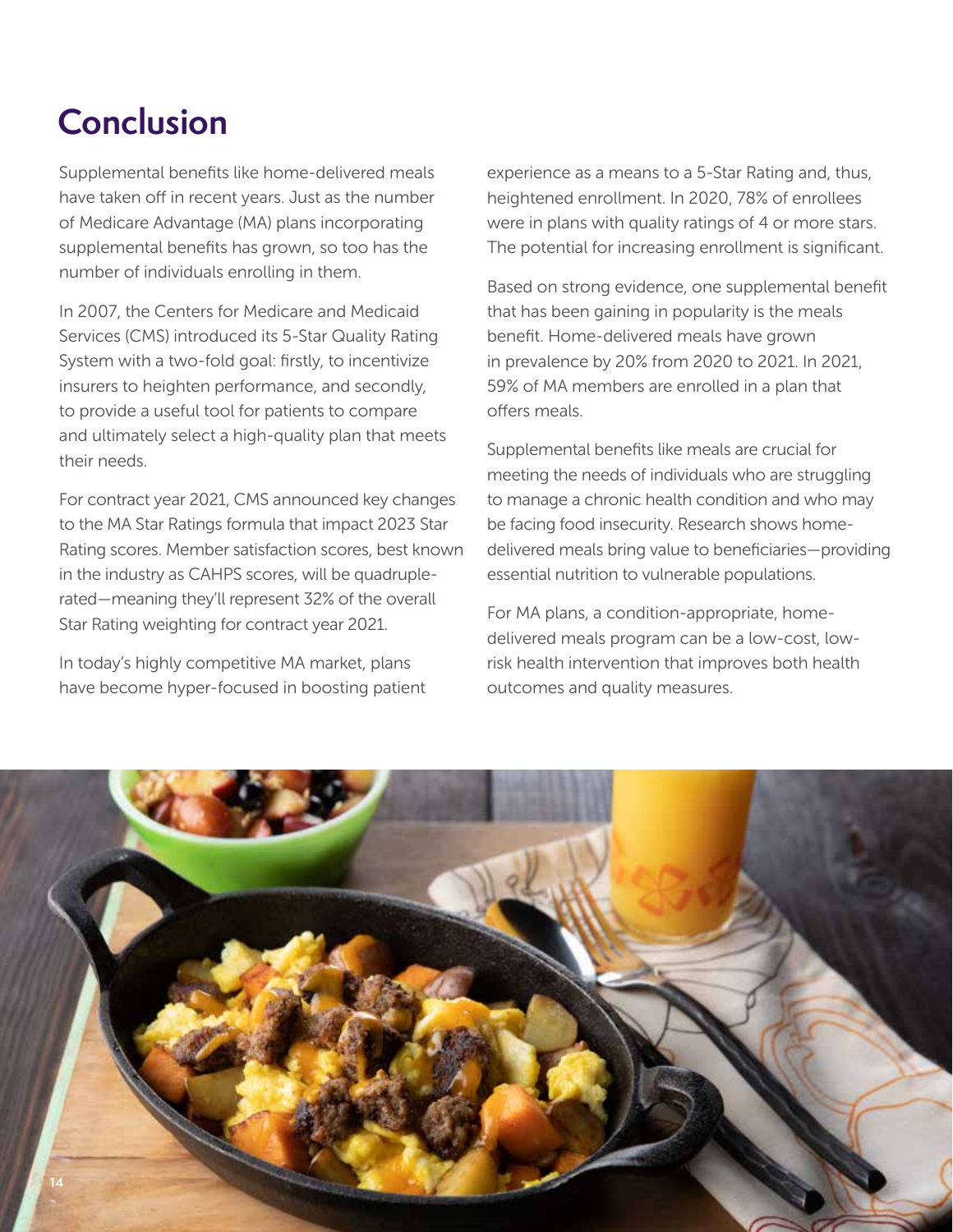# Conclusion

Supplemental benefits like home-delivered meals have taken off in recent years. Just as the number of Medicare Advantage (MA) plans incorporating supplemental benefits has grown, so too has the number of individuals enrolling in them.

In 2007, the Centers for Medicare and Medicaid Services (CMS) introduced its 5-Star Quality Rating System with a two-fold goal: firstly, to incentivize insurers to heighten performance, and secondly, to provide a useful tool for patients to compare and ultimately select a high-quality plan that meets their needs.

For contract year 2021, CMS announced key changes to the MA Star Ratings formula that impact 2023 Star Rating scores. Member satisfaction scores, best known in the industry as CAHPS scores, will be quadruple-rated—meaning they'll represent 32% of the overall Star Rating weighting for contract year 2021.

In today's highly competitive MA market, plans have become hyper-focused in boosting patient experience as a means to a 5-Star Rating and, thus, heightened enrollment. In 2020, 78% of enrollees were in plans with quality ratings of 4 or more stars. The potential for increasing enrollment is significant.

Based on strong evidence, one supplemental benefit that has been gaining in popularity is the meals benefit. Home-delivered meals have grown in prevalence by 20% from 2020 to 2021. In 2021, 59% of MA members are enrolled in a plan that offers meals.

Supplemental benefits like meals are crucial for meeting the needs of individuals who are struggling to manage a chronic health condition and who may be facing food insecurity. Research shows home-delivered meals bring value to beneficiaries—providing essential nutrition to vulnerable populations.

For MA plans, a condition-appropriate, home-delivered meals program can be a low-cost, low-risk health intervention that improves both health outcomes and quality measures.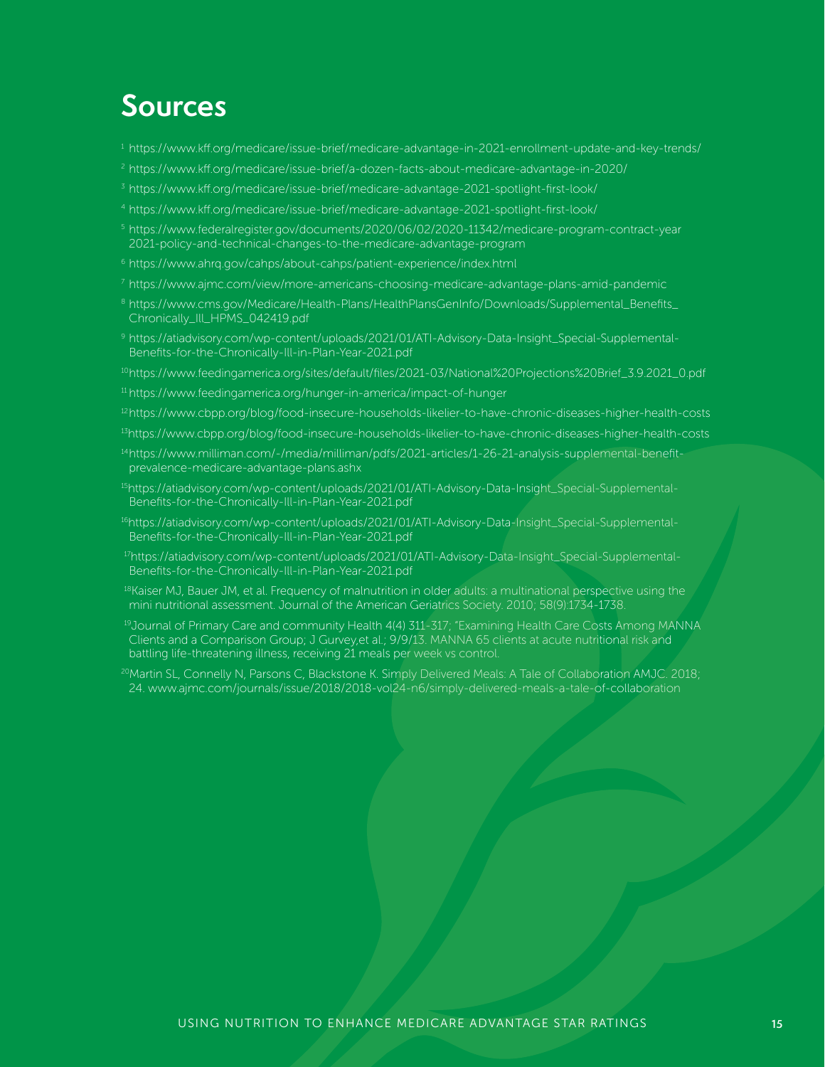# Sources

[1] https://www.kff.org/medicare/issue-brief/medicare-advantage-in-2021-enrollment-update-and-key-trends/

[2] https://www.kff.org/medicare/issue-brief/a-dozen-facts-about-medicare-advantage-in-2020/

[3] https://www.kff.org/medicare/issue-brief/medicare-advantage-2021-spotlight-first-look/

[4] https://www.kff.org/medicare/issue-brief/medicare-advantage-2021-spotlight-first-look/

[5] https://www.federalregister.gov/documents/2020/06/02/2020-11342/medicare-program-contract-year 2021-policy-and-technical-changes-to-the-medicare-advantage-program

[6] https://www.ahrq.gov/cahps/about-cahps/patient-experience/index.html

[7] https://www.ajmc.com/view/more-americans-choosing-medicare-advantage-plans-amid-pandemic

[8] https://www.cms.gov/Medicare/Health-Plans/HealthPlansGenInfo/Downloads/Supplemental_Benefits_Chronically_Ill_HPMS_042419.pdf

[9] https://atiadvisory.com/wp-content/uploads/2021/01/ATI-Advisory-Data-Insight_Special-Supplemental-Benefits-for-the-Chronically-Ill-in-Plan-Year-2021.pdf

[10] https://www.feedingamerica.org/sites/default/files/2021-03/National%20Projections%20Brief_3.9.2021_0.pdf

[11] https://www.feedingamerica.org/hunger-in-america/impact-of-hunger

[12] https://www.cbpp.org/blog/food-insecure-households-likelier-to-have-chronic-diseases-higher-health-costs

[13] https://www.cbpp.org/blog/food-insecure-households-likelier-to-have-chronic-diseases-higher-health-costs

[14] https://www.milliman.com/-/media/milliman/pdfs/2021-articles/1-26-21-analysis-supplemental-benefit-prevalence-medicare-advantage-plans.ashx

[15] https://atiadvisory.com/wp-content/uploads/2021/01/ATI-Advisory-Data-Insight_Special-Supplemental-Benefits-for-the-Chronically-Ill-in-Plan-Year-2021.pdf

[16] https://atiadvisory.com/wp-content/uploads/2021/01/ATI-Advisory-Data-Insight_Special-Supplemental-Benefits-for-the-Chronically-Ill-in-Plan-Year-2021.pdf

[17] https://atiadvisory.com/wp-content/uploads/2021/01/ATI-Advisory-Data-Insight_Special-Supplemental-Benefits-for-the-Chronically-Ill-in-Plan-Year-2021.pdf

[18] Kaiser MJ, Bauer JM, et al. Frequency of malnutrition in older adults: a multinational perspective using the mini nutritional assessment. Journal of the American Geriatrics Society. 2010; 58(9):1734-1738.

[19] Journal of Primary Care and community Health 4(4) 311-317; "Examining Health Care Costs Among MANNA Clients and a Comparison Group; J Gurvey,et al.; 9/9/13. MANNA 65 clients at acute nutritional risk and battling life-threatening illness, receiving 21 meals per week vs control.

[20] Martin SL, Connelly N, Parsons C, Blackstone K. Simply Delivered Meals: A Tale of Collaboration AMJC. 2018; 24. www.ajmc.com/journals/issue/2018/2018-vol24-n6/simply-delivered-meals-a-tale-of-collaboration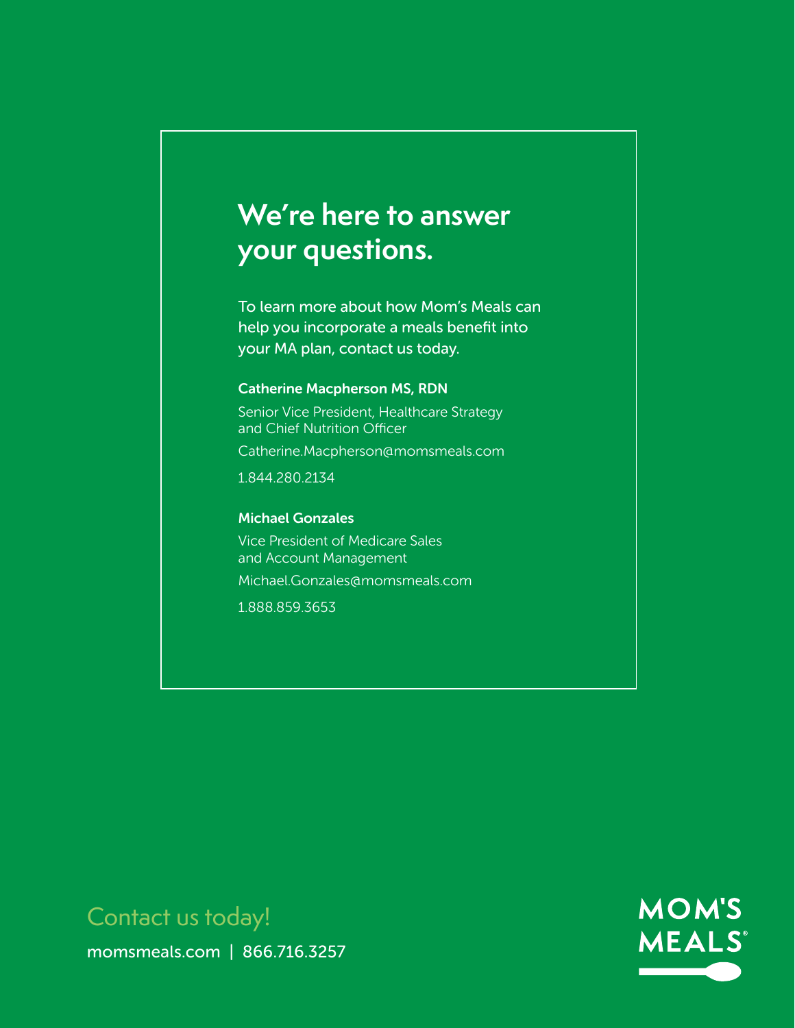## We're here to answer your questions.

To learn more about how Mom's Meals can help you incorporate a meals benefit into your MA plan, contact us today.

**Catherine Macpherson MS, RDN**

Senior Vice President, Healthcare Strategy and Chief Nutrition Officer

Catherine.Macpherson@momsmeals.com

1.844.280.2134

**Michael Gonzales**

Vice President of Medicare Sales and Account Management

Michael.Gonzales@momsmeals.com

1.888.859.3653

Contact us today!

momsmeals.com | 866.716.3257

MOM'S MEALS®